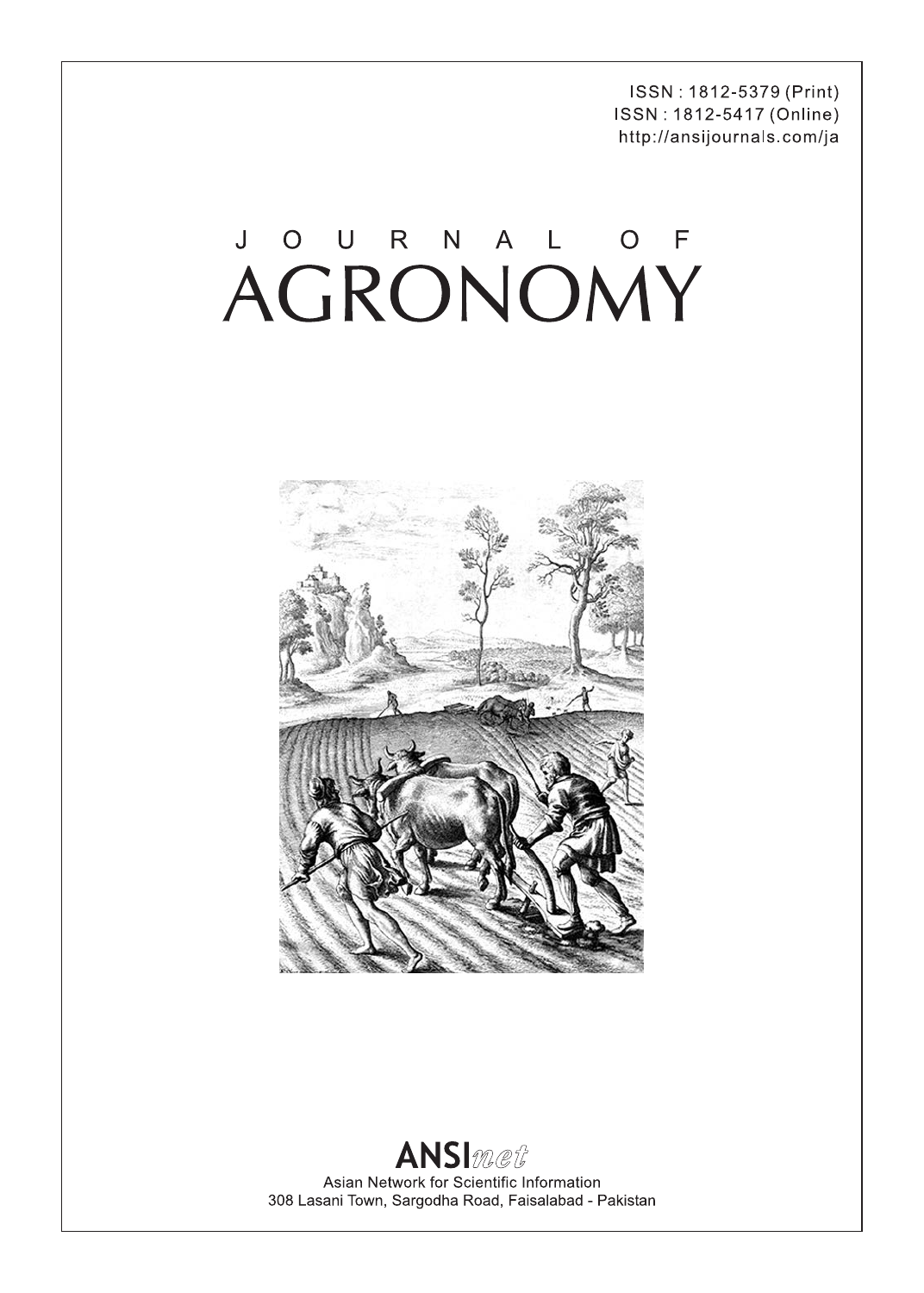ISSN : 1812-5379 (Print)
ISSN : 1812-5417 (Online)
http://ansijournals.com/ja

# JOURNAL OF AGRONOMY

**ANSI*net***

Asian Network for Scientific Information
308 Lasani Town, Sargodha Road, Faisalabad - Pakistan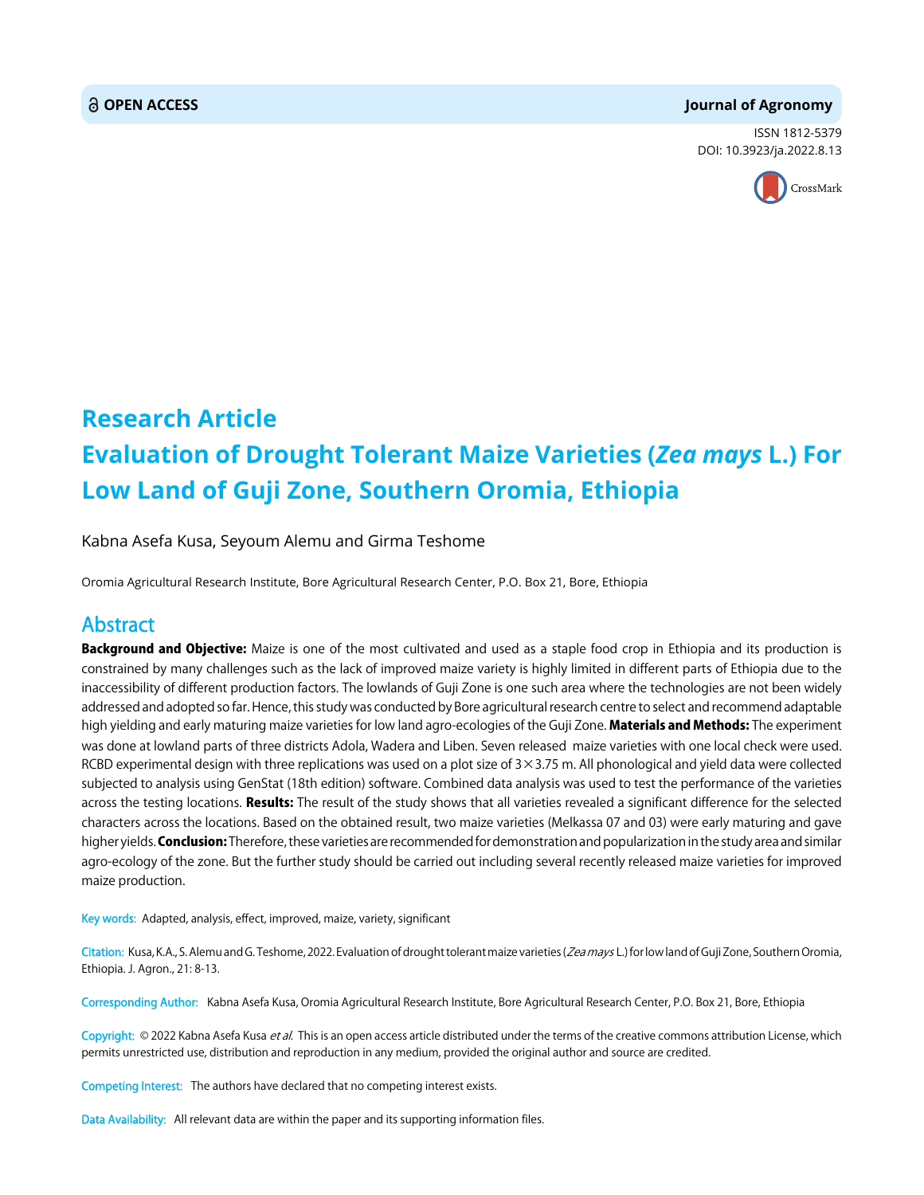**OPEN ACCESS** **Journal of Agronomy**

ISSN 1812-5379
DOI: 10.3923/ja.2022.8.13

# Research Article
# Evaluation of Drought Tolerant Maize Varieties (*Zea mays* L.) For Low Land of Guji Zone, Southern Oromia, Ethiopia

Kabna Asefa Kusa, Seyoum Alemu and Girma Teshome

Oromia Agricultural Research Institute, Bore Agricultural Research Center, P.O. Box 21, Bore, Ethiopia

## Abstract

**Background and Objective:** Maize is one of the most cultivated and used as a staple food crop in Ethiopia and its production is constrained by many challenges such as the lack of improved maize variety is highly limited in different parts of Ethiopia due to the inaccessibility of different production factors. The lowlands of Guji Zone is one such area where the technologies are not been widely addressed and adopted so far. Hence, this study was conducted by Bore agricultural research centre to select and recommend adaptable high yielding and early maturing maize varieties for low land agro-ecologies of the Guji Zone. **Materials and Methods:** The experiment was done at lowland parts of three districts Adola, Wadera and Liben. Seven released maize varieties with one local check were used. RCBD experimental design with three replications was used on a plot size of 3×3.75 m. All phonological and yield data were collected subjected to analysis using GenStat (18th edition) software. Combined data analysis was used to test the performance of the varieties across the testing locations. **Results:** The result of the study shows that all varieties revealed a significant difference for the selected characters across the locations. Based on the obtained result, two maize varieties (Melkassa 07 and 03) were early maturing and gave higher yields. **Conclusion:** Therefore, these varieties are recommended for demonstration and popularization in the study area and similar agro-ecology of the zone. But the further study should be carried out including several recently released maize varieties for improved maize production.

Key words: Adapted, analysis, effect, improved, maize, variety, significant

Citation: Kusa, K.A., S. Alemu and G. Teshome, 2022. Evaluation of drought tolerant maize varieties (*Zea mays* L.) for low land of Guji Zone, Southern Oromia, Ethiopia. J. Agron., 21: 8-13.

Corresponding Author: Kabna Asefa Kusa, Oromia Agricultural Research Institute, Bore Agricultural Research Center, P.O. Box 21, Bore, Ethiopia

Copyright: © 2022 Kabna Asefa Kusa *et al.* This is an open access article distributed under the terms of the creative commons attribution License, which permits unrestricted use, distribution and reproduction in any medium, provided the original author and source are credited.

Competing Interest: The authors have declared that no competing interest exists.

Data Availability: All relevant data are within the paper and its supporting information files.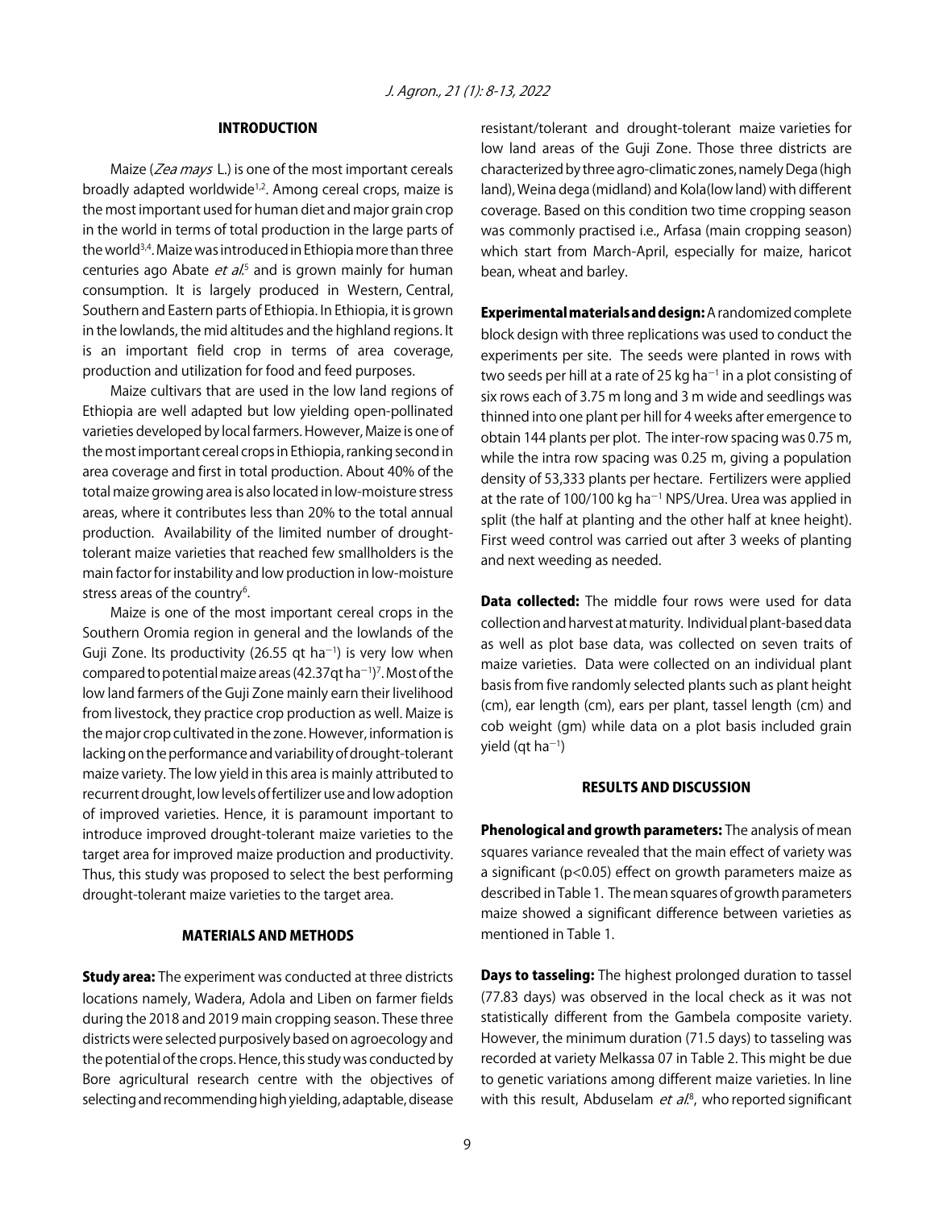## INTRODUCTION

Maize (*Zea mays* L.) is one of the most important cereals broadly adapted worldwide[1,2]. Among cereal crops, maize is the most important used for human diet and major grain crop in the world in terms of total production in the large parts of the world[3,4]. Maize was introduced in Ethiopia more than three centuries ago Abate *et al.*[5] and is grown mainly for human consumption. It is largely produced in Western, Central, Southern and Eastern parts of Ethiopia. In Ethiopia, it is grown in the lowlands, the mid altitudes and the highland regions. It is an important field crop in terms of area coverage, production and utilization for food and feed purposes.

Maize cultivars that are used in the low land regions of Ethiopia are well adapted but low yielding open-pollinated varieties developed by local farmers. However, Maize is one of the most important cereal crops in Ethiopia, ranking second in area coverage and first in total production. About 40% of the total maize growing area is also located in low-moisture stress areas, where it contributes less than 20% to the total annual production. Availability of the limited number of drought-tolerant maize varieties that reached few smallholders is the main factor for instability and low production in low-moisture stress areas of the country[6].

Maize is one of the most important cereal crops in the Southern Oromia region in general and the lowlands of the Guji Zone. Its productivity (26.55 qt ha$^{-1}$) is very low when compared to potential maize areas (42.37qt ha$^{-1}$)[7]. Most of the low land farmers of the Guji Zone mainly earn their livelihood from livestock, they practice crop production as well. Maize is the major crop cultivated in the zone. However, information is lacking on the performance and variability of drought-tolerant maize variety. The low yield in this area is mainly attributed to recurrent drought, low levels of fertilizer use and low adoption of improved varieties. Hence, it is paramount important to introduce improved drought-tolerant maize varieties to the target area for improved maize production and productivity. Thus, this study was proposed to select the best performing drought-tolerant maize varieties to the target area.

## MATERIALS AND METHODS

**Study area:** The experiment was conducted at three districts locations namely, Wadera, Adola and Liben on farmer fields during the 2018 and 2019 main cropping season. These three districts were selected purposively based on agroecology and the potential of the crops. Hence, this study was conducted by Bore agricultural research centre with the objectives of selecting and recommending high yielding, adaptable, disease resistant/tolerant and drought-tolerant maize varieties for low land areas of the Guji Zone. Those three districts are characterized by three agro-climatic zones, namely Dega (high land), Weina dega (midland) and Kola(low land) with different coverage. Based on this condition two time cropping season was commonly practised i.e., Arfasa (main cropping season) which start from March-April, especially for maize, haricot bean, wheat and barley.

**Experimental materials and design:** A randomized complete block design with three replications was used to conduct the experiments per site. The seeds were planted in rows with two seeds per hill at a rate of 25 kg ha$^{-1}$ in a plot consisting of six rows each of 3.75 m long and 3 m wide and seedlings was thinned into one plant per hill for 4 weeks after emergence to obtain 144 plants per plot. The inter-row spacing was 0.75 m, while the intra row spacing was 0.25 m, giving a population density of 53,333 plants per hectare. Fertilizers were applied at the rate of 100/100 kg ha$^{-1}$ NPS/Urea. Urea was applied in split (the half at planting and the other half at knee height). First weed control was carried out after 3 weeks of planting and next weeding as needed.

**Data collected:** The middle four rows were used for data collection and harvest at maturity. Individual plant-based data as well as plot base data, was collected on seven traits of maize varieties. Data were collected on an individual plant basis from five randomly selected plants such as plant height (cm), ear length (cm), ears per plant, tassel length (cm) and cob weight (gm) while data on a plot basis included grain yield (qt ha$^{-1}$)

## RESULTS AND DISCUSSION

**Phenological and growth parameters:** The analysis of mean squares variance revealed that the main effect of variety was a significant ($p<0.05$) effect on growth parameters maize as described in Table 1. The mean squares of growth parameters maize showed a significant difference between varieties as mentioned in Table 1.

**Days to tasseling:** The highest prolonged duration to tassel (77.83 days) was observed in the local check as it was not statistically different from the Gambela composite variety. However, the minimum duration (71.5 days) to tasseling was recorded at variety Melkassa 07 in Table 2. This might be due to genetic variations among different maize varieties. In line with this result, Abduselam *et al.*[8], who reported significant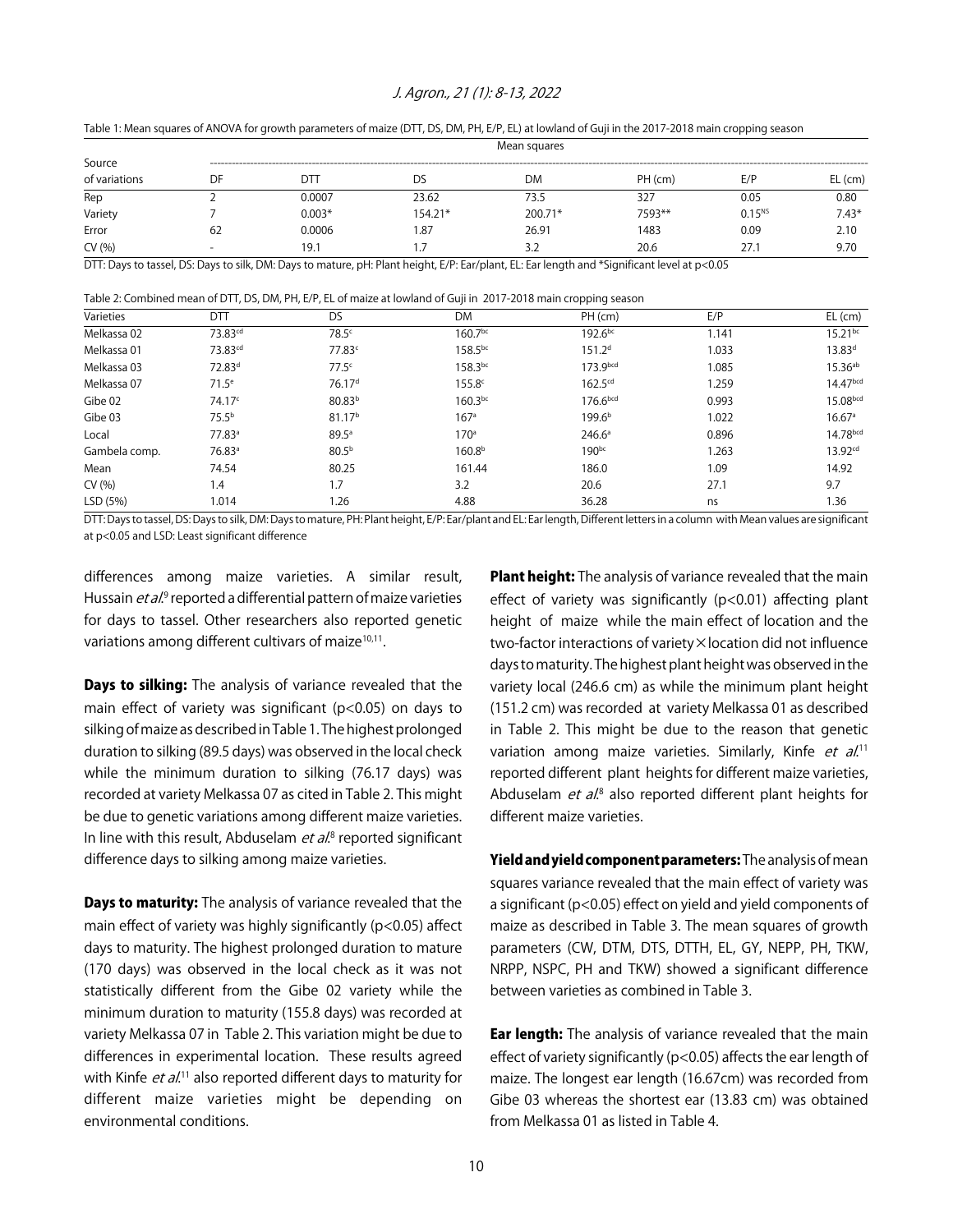Table 1: Mean squares of ANOVA for growth parameters of maize (DTT, DS, DM, PH, E/P, EL) at lowland of Guji in the 2017-2018 main cropping season

| Source of variations | Mean squares | | | | | | |
|---|---|---|---|---|---|---|---|
| | DF | DTT | DS | DM | PH (cm) | E/P | EL (cm) |
| Rep | 2 | 0.0007 | 23.62 | 73.5 | 327 | 0.05 | 0.80 |
| Variety | 7 | 0.003* | 154.21* | 200.71* | 7593** | $0.15^{NS}$ | 7.43* |
| Error | 62 | 0.0006 | 1.87 | 26.91 | 1483 | 0.09 | 2.10 |
| CV (%) | - | 19.1 | 1.7 | 3.2 | 20.6 | 27.1 | 9.70 |

DTT: Days to tassel, DS: Days to silk, DM: Days to mature, pH: Plant height, E/P: Ear/plant, EL: Ear length and *Significant level at p<0.05

Table 2: Combined mean of DTT, DS, DM, PH, E/P, EL of maize at lowland of Guji in 2017-2018 main cropping season

| Varieties | DTT | DS | DM | PH (cm) | E/P | EL (cm) |
|---|---|---|---|---|---|---|
| Melkassa 02 | $73.83^{cd}$ | $78.5^{c}$ | $160.7^{bc}$ | $192.6^{bc}$ | 1.141 | $15.21^{bc}$ |
| Melkassa 01 | $73.83^{cd}$ | $77.83^{c}$ | $158.5^{bc}$ | $151.2^{d}$ | 1.033 | $13.83^{d}$ |
| Melkassa 03 | $72.83^{d}$ | $77.5^{c}$ | $158.3^{bc}$ | $173.9^{bcd}$ | 1.085 | $15.36^{ab}$ |
| Melkassa 07 | $71.5^{e}$ | $76.17^{d}$ | $155.8^{c}$ | $162.5^{cd}$ | 1.259 | $14.47^{bcd}$ |
| Gibe 02 | $74.17^{c}$ | $80.83^{b}$ | $160.3^{bc}$ | $176.6^{bcd}$ | 0.993 | $15.08^{bcd}$ |
| Gibe 03 | $75.5^{b}$ | $81.17^{b}$ | $167^{a}$ | $199.6^{b}$ | 1.022 | $16.67^{a}$ |
| Local | $77.83^{a}$ | $89.5^{a}$ | $170^{a}$ | $246.6^{a}$ | 0.896 | $14.78^{bcd}$ |
| Gambela comp. | $76.83^{a}$ | $80.5^{b}$ | $160.8^{b}$ | $190^{bc}$ | 1.263 | $13.92^{cd}$ |
| Mean | 74.54 | 80.25 | 161.44 | 186.0 | 1.09 | 14.92 |
| CV (%) | 1.4 | 1.7 | 3.2 | 20.6 | 27.1 | 9.7 |
| LSD (5%) | 1.014 | 1.26 | 4.88 | 36.28 | ns | 1.36 |

DTT: Days to tassel, DS: Days to silk, DM: Days to mature, PH: Plant height, E/P: Ear/plant and EL: Ear length, Different letters in a column with Mean values are significant at p<0.05 and LSD: Least significant difference

differences among maize varieties. A similar result, Hussain *et al.*[9] reported a differential pattern of maize varieties for days to tassel. Other researchers also reported genetic variations among different cultivars of maize[10,11].

**Days to silking:** The analysis of variance revealed that the main effect of variety was significant (p<0.05) on days to silking of maize as described in Table 1. The highest prolonged duration to silking (89.5 days) was observed in the local check while the minimum duration to silking (76.17 days) was recorded at variety Melkassa 07 as cited in Table 2. This might be due to genetic variations among different maize varieties. In line with this result, Abduselam *et al.*[8] reported significant difference days to silking among maize varieties.

**Days to maturity:** The analysis of variance revealed that the main effect of variety was highly significantly (p<0.05) affect days to maturity. The highest prolonged duration to mature (170 days) was observed in the local check as it was not statistically different from the Gibe 02 variety while the minimum duration to maturity (155.8 days) was recorded at variety Melkassa 07 in Table 2. This variation might be due to differences in experimental location. These results agreed with Kinfe *et al.*[11] also reported different days to maturity for different maize varieties might be depending on environmental conditions.

**Plant height:** The analysis of variance revealed that the main effect of variety was significantly (p<0.01) affecting plant height of maize while the main effect of location and the two-factor interactions of variety×location did not influence days to maturity. The highest plant height was observed in the variety local (246.6 cm) as while the minimum plant height (151.2 cm) was recorded at variety Melkassa 01 as described in Table 2. This might be due to the reason that genetic variation among maize varieties. Similarly, Kinfe *et al.*[11] reported different plant heights for different maize varieties, Abduselam *et al.*[8] also reported different plant heights for different maize varieties.

**Yield and yield component parameters:** The analysis of mean squares variance revealed that the main effect of variety was a significant (p<0.05) effect on yield and yield components of maize as described in Table 3. The mean squares of growth parameters (CW, DTM, DTS, DTTH, EL, GY, NEPP, PH, TKW, NRPP, NSPC, PH and TKW) showed a significant difference between varieties as combined in Table 3.

**Ear length:** The analysis of variance revealed that the main effect of variety significantly (p<0.05) affects the ear length of maize. The longest ear length (16.67cm) was recorded from Gibe 03 whereas the shortest ear (13.83 cm) was obtained from Melkassa 01 as listed in Table 4.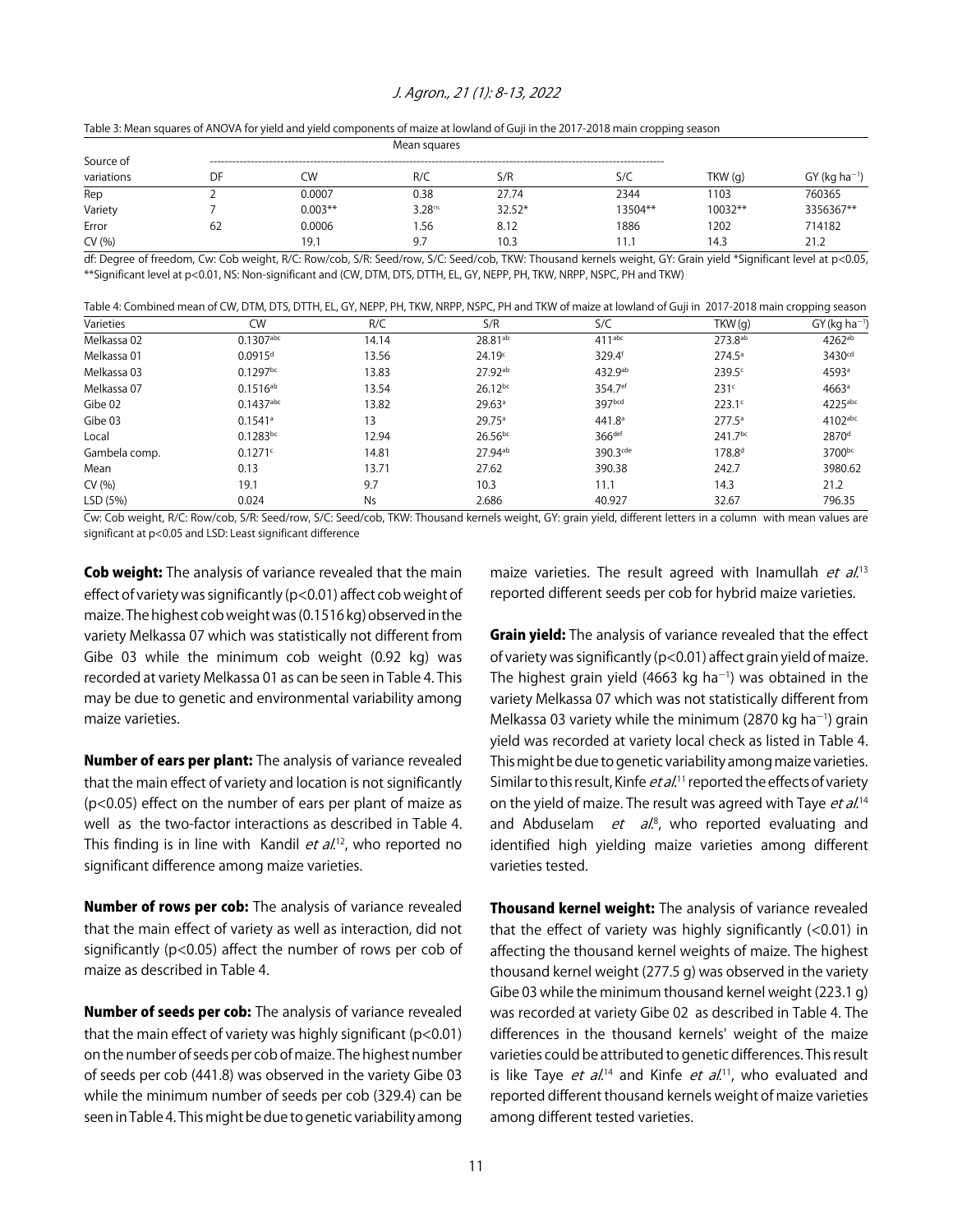Table 3: Mean squares of ANOVA for yield and yield components of maize at lowland of Guji in the 2017-2018 main cropping season

| Source of variations | Mean squares | | | | | | |
|---|---|---|---|---|---|---|---|
| | DF | CW | R/C | S/R | S/C | TKW (g) | GY (kg ha$^{-1}$) |
| Rep | 2 | 0.0007 | 0.38 | 27.74 | 2344 | 1103 | 760365 |
| Variety | 7 | 0.003** | 3.28$^{ns}$ | 32.52* | 13504** | 10032** | 3356367** |
| Error | 62 | 0.0006 | 1.56 | 8.12 | 1886 | 1202 | 714182 |
| CV (%) | | 19.1 | 9.7 | 10.3 | 11.1 | 14.3 | 21.2 |

df: Degree of freedom, Cw: Cob weight, R/C: Row/cob, S/R: Seed/row, S/C: Seed/cob, TKW: Thousand kernels weight, GY: Grain yield *Significant level at p<0.05, **Significant level at p<0.01, NS: Non-significant and (CW, DTM, DTS, DTTH, EL, GY, NEPP, PH, TKW, NRPP, NSPC, PH and TKW)

Table 4: Combined mean of CW, DTM, DTS, DTTH, EL, GY, NEPP, PH, TKW, NRPP, NSPC, PH and TKW of maize at lowland of Guji in 2017-2018 main cropping season

| Varieties | CW | R/C | S/R | S/C | TKW (g) | GY (kg ha$^{-1}$) |
|---|---|---|---|---|---|---|
| Melkassa 02 | 0.1307$^{abc}$ | 14.14 | 28.81$^{ab}$ | 411$^{abc}$ | 273.8$^{ab}$ | 4262$^{ab}$ |
| Melkassa 01 | 0.0915$^{d}$ | 13.56 | 24.19$^{c}$ | 329.4$^{f}$ | 274.5$^{a}$ | 3430$^{cd}$ |
| Melkassa 03 | 0.1297$^{bc}$ | 13.83 | 27.92$^{ab}$ | 432.9$^{ab}$ | 239.5$^{c}$ | 4593$^{a}$ |
| Melkassa 07 | 0.1516$^{ab}$ | 13.54 | 26.12$^{bc}$ | 354.7$^{ef}$ | 231$^{c}$ | 4663$^{a}$ |
| Gibe 02 | 0.1437$^{abc}$ | 13.82 | 29.63$^{a}$ | 397$^{bcd}$ | 223.1$^{c}$ | 4225$^{abc}$ |
| Gibe 03 | 0.1541$^{a}$ | 13 | 29.75$^{a}$ | 441.8$^{a}$ | 277.5$^{a}$ | 4102$^{abc}$ |
| Local | 0.1283$^{bc}$ | 12.94 | 26.56$^{bc}$ | 366$^{def}$ | 241.7$^{bc}$ | 2870$^{d}$ |
| Gambela comp. | 0.1271$^{c}$ | 14.81 | 27.94$^{ab}$ | 390.3$^{cde}$ | 178.8$^{d}$ | 3700$^{bc}$ |
| Mean | 0.13 | 13.71 | 27.62 | 390.38 | 242.7 | 3980.62 |
| CV (%) | 19.1 | 9.7 | 10.3 | 11.1 | 14.3 | 21.2 |
| LSD (5%) | 0.024 | Ns | 2.686 | 40.927 | 32.67 | 796.35 |

Cw: Cob weight, R/C: Row/cob, S/R: Seed/row, S/C: Seed/cob, TKW: Thousand kernels weight, GY: grain yield, different letters in a column with mean values are significant at p<0.05 and LSD: Least significant difference

**Cob weight:** The analysis of variance revealed that the main effect of variety was significantly (p<0.01) affect cob weight of maize. The highest cob weight was (0.1516 kg) observed in the variety Melkassa 07 which was statistically not different from Gibe 03 while the minimum cob weight (0.92 kg) was recorded at variety Melkassa 01 as can be seen in Table 4. This may be due to genetic and environmental variability among maize varieties.

**Number of ears per plant:** The analysis of variance revealed that the main effect of variety and location is not significantly (p<0.05) effect on the number of ears per plant of maize as well as the two-factor interactions as described in Table 4. This finding is in line with Kandil *et al.*[12], who reported no significant difference among maize varieties.

**Number of rows per cob:** The analysis of variance revealed that the main effect of variety as well as interaction, did not significantly (p<0.05) affect the number of rows per cob of maize as described in Table 4.

**Number of seeds per cob:** The analysis of variance revealed that the main effect of variety was highly significant (p<0.01) on the number of seeds per cob of maize. The highest number of seeds per cob (441.8) was observed in the variety Gibe 03 while the minimum number of seeds per cob (329.4) can be seen in Table 4. This might be due to genetic variability among maize varieties. The result agreed with Inamullah *et al.*[13] reported different seeds per cob for hybrid maize varieties.

**Grain yield:** The analysis of variance revealed that the effect of variety was significantly (p<0.01) affect grain yield of maize. The highest grain yield (4663 kg ha$^{-1}$) was obtained in the variety Melkassa 07 which was not statistically different from Melkassa 03 variety while the minimum (2870 kg ha$^{-1}$) grain yield was recorded at variety local check as listed in Table 4. This might be due to genetic variability among maize varieties. Similar to this result, Kinfe *et al.*[11] reported the effects of variety on the yield of maize. The result was agreed with Taye *et al.*[14] and Abduselam *et al.*[8], who reported evaluating and identified high yielding maize varieties among different varieties tested.

**Thousand kernel weight:** The analysis of variance revealed that the effect of variety was highly significantly (<0.01) in affecting the thousand kernel weights of maize. The highest thousand kernel weight (277.5 g) was observed in the variety Gibe 03 while the minimum thousand kernel weight (223.1 g) was recorded at variety Gibe 02 as described in Table 4. The differences in the thousand kernels' weight of the maize varieties could be attributed to genetic differences. This result is like Taye *et al.*[14] and Kinfe *et al.*[11], who evaluated and reported different thousand kernels weight of maize varieties among different tested varieties.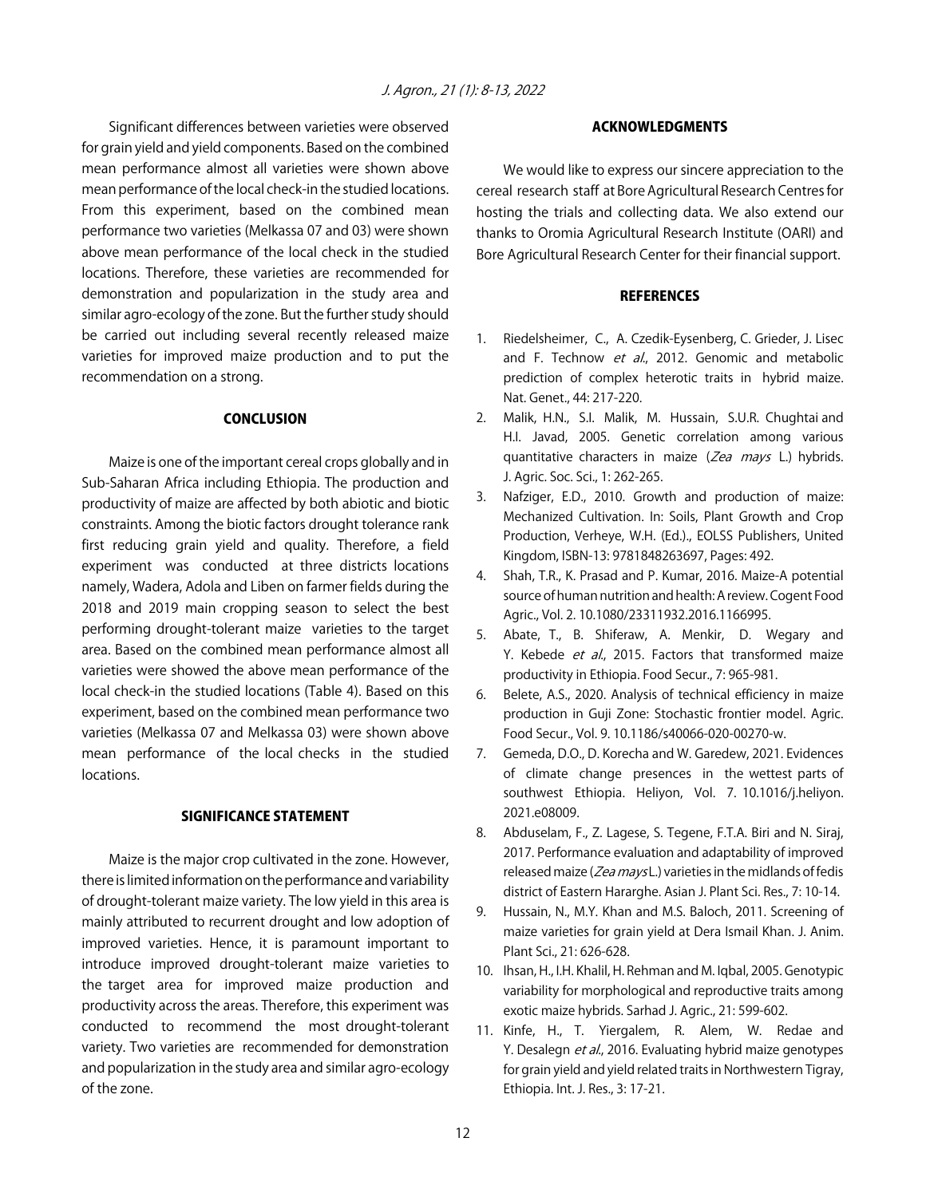Significant differences between varieties were observed for grain yield and yield components. Based on the combined mean performance almost all varieties were shown above mean performance of the local check-in the studied locations. From this experiment, based on the combined mean performance two varieties (Melkassa 07 and 03) were shown above mean performance of the local check in the studied locations. Therefore, these varieties are recommended for demonstration and popularization in the study area and similar agro-ecology of the zone. But the further study should be carried out including several recently released maize varieties for improved maize production and to put the recommendation on a strong.

## CONCLUSION

Maize is one of the important cereal crops globally and in Sub-Saharan Africa including Ethiopia. The production and productivity of maize are affected by both abiotic and biotic constraints. Among the biotic factors drought tolerance rank first reducing grain yield and quality. Therefore, a field experiment was conducted at three districts locations namely, Wadera, Adola and Liben on farmer fields during the 2018 and 2019 main cropping season to select the best performing drought-tolerant maize varieties to the target area. Based on the combined mean performance almost all varieties were showed the above mean performance of the local check-in the studied locations (Table 4). Based on this experiment, based on the combined mean performance two varieties (Melkassa 07 and Melkassa 03) were shown above mean performance of the local checks in the studied locations.

## SIGNIFICANCE STATEMENT

Maize is the major crop cultivated in the zone. However, there is limited information on the performance and variability of drought-tolerant maize variety. The low yield in this area is mainly attributed to recurrent drought and low adoption of improved varieties. Hence, it is paramount important to introduce improved drought-tolerant maize varieties to the target area for improved maize production and productivity across the areas. Therefore, this experiment was conducted to recommend the most drought-tolerant variety. Two varieties are recommended for demonstration and popularization in the study area and similar agro-ecology of the zone.

## ACKNOWLEDGMENTS

We would like to express our sincere appreciation to the cereal research staff at Bore Agricultural Research Centres for hosting the trials and collecting data. We also extend our thanks to Oromia Agricultural Research Institute (OARI) and Bore Agricultural Research Center for their financial support.

## REFERENCES

1. Riedelsheimer, C., A. Czedik-Eysenberg, C. Grieder, J. Lisec and F. Technow *et al*., 2012. Genomic and metabolic prediction of complex heterotic traits in hybrid maize. Nat. Genet., 44: 217-220.
2. Malik, H.N., S.I. Malik, M. Hussain, S.U.R. Chughtai and H.I. Javad, 2005. Genetic correlation among various quantitative characters in maize (*Zea mays* L.) hybrids. J. Agric. Soc. Sci., 1: 262-265.
3. Nafziger, E.D., 2010. Growth and production of maize: Mechanized Cultivation. In: Soils, Plant Growth and Crop Production, Verheye, W.H. (Ed.)., EOLSS Publishers, United Kingdom, ISBN-13: 9781848263697, Pages: 492.
4. Shah, T.R., K. Prasad and P. Kumar, 2016. Maize-A potential source of human nutrition and health: A review. Cogent Food Agric., Vol. 2. 10.1080/23311932.2016.1166995.
5. Abate, T., B. Shiferaw, A. Menkir, D. Wegary and Y. Kebede *et al*., 2015. Factors that transformed maize productivity in Ethiopia. Food Secur., 7: 965-981.
6. Belete, A.S., 2020. Analysis of technical efficiency in maize production in Guji Zone: Stochastic frontier model. Agric. Food Secur., Vol. 9. 10.1186/s40066-020-00270-w.
7. Gemeda, D.O., D. Korecha and W. Garedew, 2021. Evidences of climate change presences in the wettest parts of southwest Ethiopia. Heliyon, Vol. 7. 10.1016/j.heliyon.2021.e08009.
8. Abduselam, F., Z. Lagese, S. Tegene, F.T.A. Biri and N. Siraj, 2017. Performance evaluation and adaptability of improved released maize (*Zea mays* L.) varieties in the midlands of fedis district of Eastern Hararghe. Asian J. Plant Sci. Res., 7: 10-14.
9. Hussain, N., M.Y. Khan and M.S. Baloch, 2011. Screening of maize varieties for grain yield at Dera Ismail Khan. J. Anim. Plant Sci., 21: 626-628.
10. Ihsan, H., I.H. Khalil, H. Rehman and M. Iqbal, 2005. Genotypic variability for morphological and reproductive traits among exotic maize hybrids. Sarhad J. Agric., 21: 599-602.
11. Kinfe, H., T. Yiergalem, R. Alem, W. Redae and Y. Desalegn *et al*., 2016. Evaluating hybrid maize genotypes for grain yield and yield related traits in Northwestern Tigray, Ethiopia. Int. J. Res., 3: 17-21.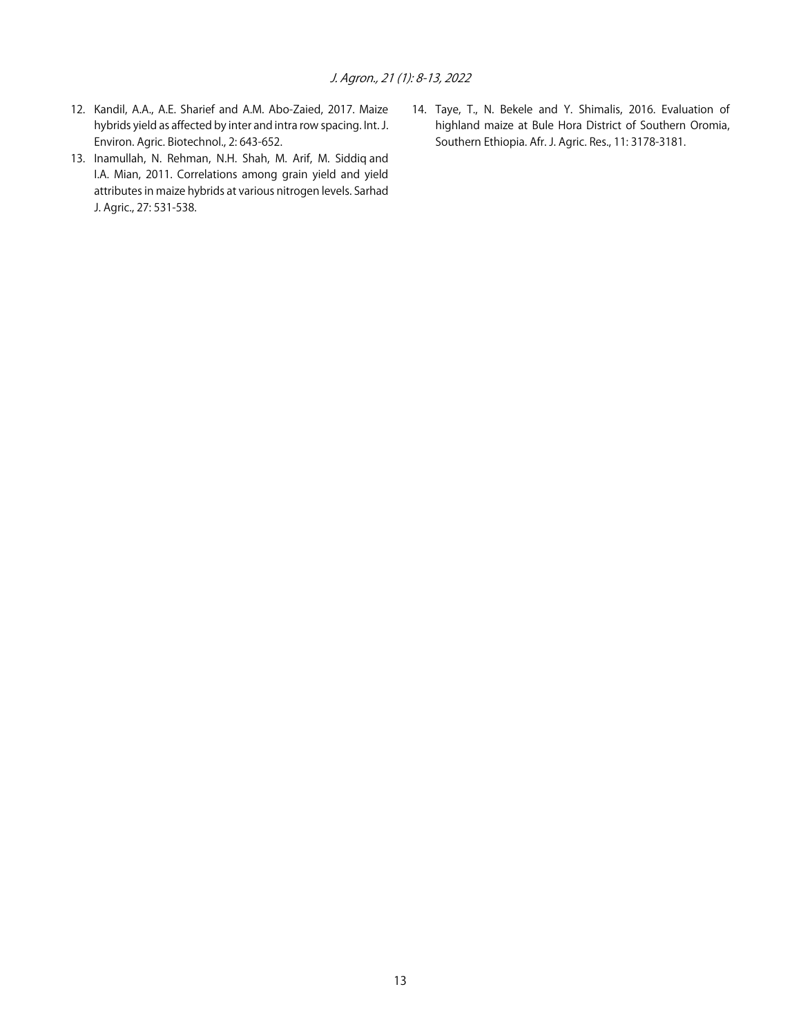12. Kandil, A.A., A.E. Sharief and A.M. Abo-Zaied, 2017. Maize hybrids yield as affected by inter and intra row spacing. Int. J. Environ. Agric. Biotechnol., 2: 643-652.
13. Inamullah, N. Rehman, N.H. Shah, M. Arif, M. Siddiq and I.A. Mian, 2011. Correlations among grain yield and yield attributes in maize hybrids at various nitrogen levels. Sarhad J. Agric., 27: 531-538.
14. Taye, T., N. Bekele and Y. Shimalis, 2016. Evaluation of highland maize at Bule Hora District of Southern Oromia, Southern Ethiopia. Afr. J. Agric. Res., 11: 3178-3181.